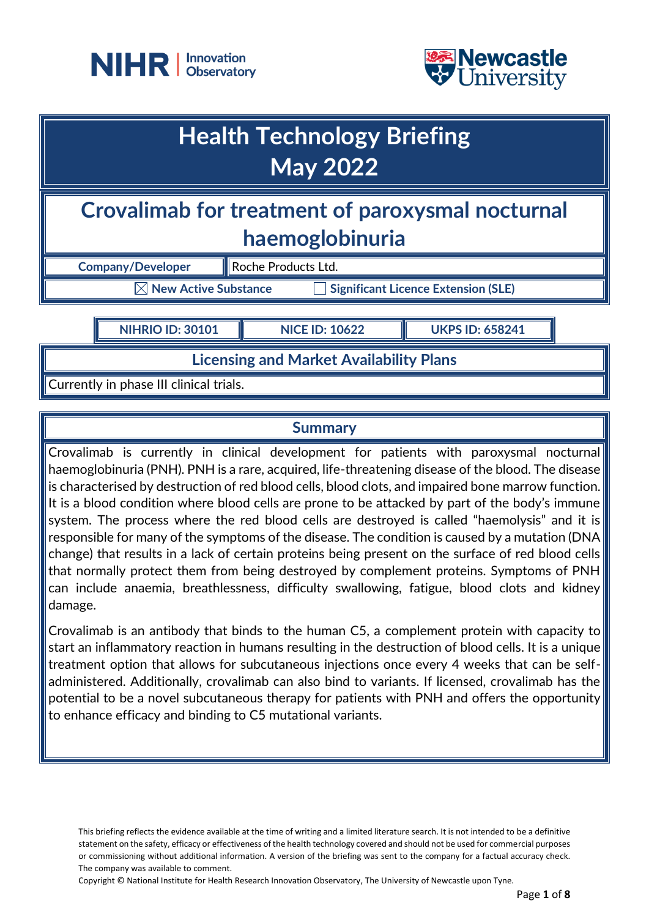# Health Technology Briefing
# May 2022

## Crovalimab for treatment of paroxysmal nocturnal haemoglobinuria

| Company/Developer | Roche Products Ltd. |
|---|---|

☒ New Active Substance ☐ Significant Licence Extension (SLE)

| NIHRIO ID: 30101 | NICE ID: 10622 | UKPS ID: 658241 |
|---|---|---|

### Licensing and Market Availability Plans

Currently in phase III clinical trials.

### Summary

Crovalimab is currently in clinical development for patients with paroxysmal nocturnal haemoglobinuria (PNH). PNH is a rare, acquired, life-threatening disease of the blood. The disease is characterised by destruction of red blood cells, blood clots, and impaired bone marrow function. It is a blood condition where blood cells are prone to be attacked by part of the body's immune system. The process where the red blood cells are destroyed is called "haemolysis" and it is responsible for many of the symptoms of the disease. The condition is caused by a mutation (DNA change) that results in a lack of certain proteins being present on the surface of red blood cells that normally protect them from being destroyed by complement proteins. Symptoms of PNH can include anaemia, breathlessness, difficulty swallowing, fatigue, blood clots and kidney damage.

Crovalimab is an antibody that binds to the human C5, a complement protein with capacity to start an inflammatory reaction in humans resulting in the destruction of blood cells. It is a unique treatment option that allows for subcutaneous injections once every 4 weeks that can be self-administered. Additionally, crovalimab can also bind to variants. If licensed, crovalimab has the potential to be a novel subcutaneous therapy for patients with PNH and offers the opportunity to enhance efficacy and binding to C5 mutational variants.

This briefing reflects the evidence available at the time of writing and a limited literature search. It is not intended to be a definitive statement on the safety, efficacy or effectiveness of the health technology covered and should not be used for commercial purposes or commissioning without additional information. A version of the briefing was sent to the company for a factual accuracy check. The company was available to comment.

Copyright © National Institute for Health Research Innovation Observatory, The University of Newcastle upon Tyne.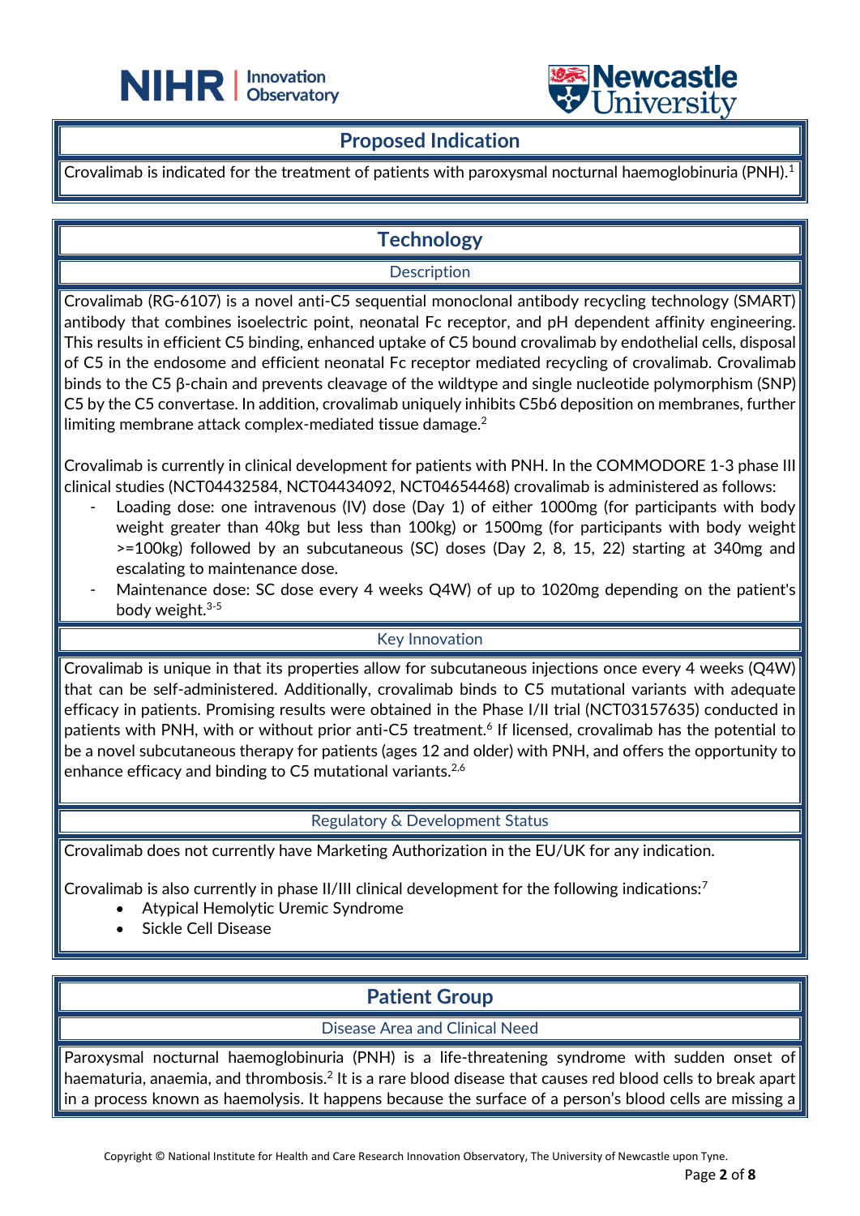## Proposed Indication

Crovalimab is indicated for the treatment of patients with paroxysmal nocturnal haemoglobinuria (PNH).[1]

## Technology

### Description

Crovalimab (RG-6107) is a novel anti-C5 sequential monoclonal antibody recycling technology (SMART) antibody that combines isoelectric point, neonatal Fc receptor, and pH dependent affinity engineering. This results in efficient C5 binding, enhanced uptake of C5 bound crovalimab by endothelial cells, disposal of C5 in the endosome and efficient neonatal Fc receptor mediated recycling of crovalimab. Crovalimab binds to the C5 β-chain and prevents cleavage of the wildtype and single nucleotide polymorphism (SNP) C5 by the C5 convertase. In addition, crovalimab uniquely inhibits C5b6 deposition on membranes, further limiting membrane attack complex-mediated tissue damage.[2]

Crovalimab is currently in clinical development for patients with PNH. In the COMMODORE 1-3 phase III clinical studies (NCT04432584, NCT04434092, NCT04654468) crovalimab is administered as follows:

- Loading dose: one intravenous (IV) dose (Day 1) of either 1000mg (for participants with body weight greater than 40kg but less than 100kg) or 1500mg (for participants with body weight >=100kg) followed by an subcutaneous (SC) doses (Day 2, 8, 15, 22) starting at 340mg and escalating to maintenance dose.
- Maintenance dose: SC dose every 4 weeks Q4W) of up to 1020mg depending on the patient's body weight.[3-5]

### Key Innovation

Crovalimab is unique in that its properties allow for subcutaneous injections once every 4 weeks (Q4W) that can be self-administered. Additionally, crovalimab binds to C5 mutational variants with adequate efficacy in patients. Promising results were obtained in the Phase I/II trial (NCT03157635) conducted in patients with PNH, with or without prior anti-C5 treatment.[6] If licensed, crovalimab has the potential to be a novel subcutaneous therapy for patients (ages 12 and older) with PNH, and offers the opportunity to enhance efficacy and binding to C5 mutational variants.[2,6]

### Regulatory & Development Status

Crovalimab does not currently have Marketing Authorization in the EU/UK for any indication.

Crovalimab is also currently in phase II/III clinical development for the following indications:[7]

- Atypical Hemolytic Uremic Syndrome
- Sickle Cell Disease

## Patient Group

### Disease Area and Clinical Need

Paroxysmal nocturnal haemoglobinuria (PNH) is a life-threatening syndrome with sudden onset of haematuria, anaemia, and thrombosis.[2] It is a rare blood disease that causes red blood cells to break apart in a process known as haemolysis. It happens because the surface of a person's blood cells are missing a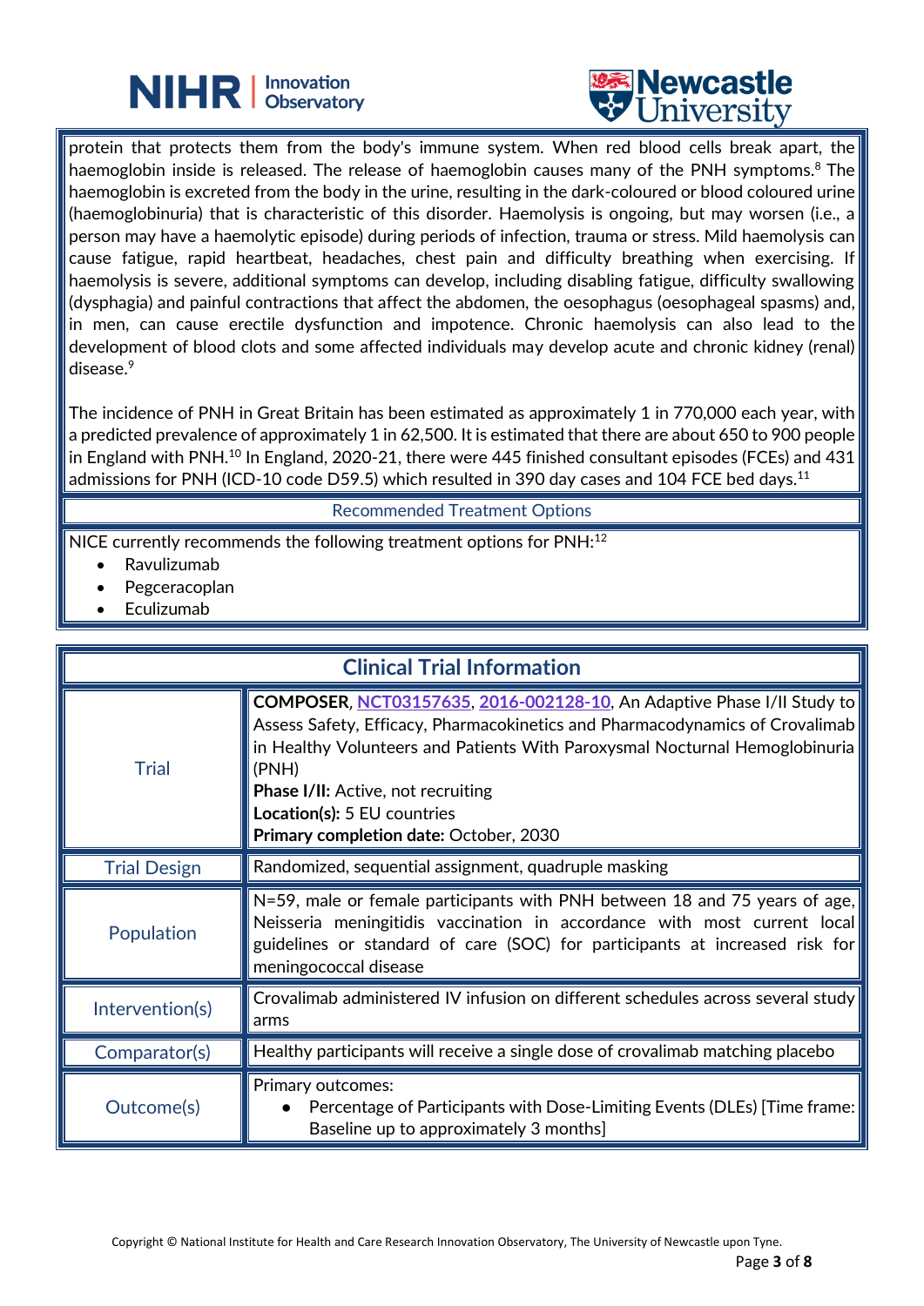protein that protects them from the body's immune system. When red blood cells break apart, the haemoglobin inside is released. The release of haemoglobin causes many of the PNH symptoms.[8] The haemoglobin is excreted from the body in the urine, resulting in the dark-coloured or blood coloured urine (haemoglobinuria) that is characteristic of this disorder. Haemolysis is ongoing, but may worsen (i.e., a person may have a haemolytic episode) during periods of infection, trauma or stress. Mild haemolysis can cause fatigue, rapid heartbeat, headaches, chest pain and difficulty breathing when exercising. If haemolysis is severe, additional symptoms can develop, including disabling fatigue, difficulty swallowing (dysphagia) and painful contractions that affect the abdomen, the oesophagus (oesophageal spasms) and, in men, can cause erectile dysfunction and impotence. Chronic haemolysis can also lead to the development of blood clots and some affected individuals may develop acute and chronic kidney (renal) disease.[9]

The incidence of PNH in Great Britain has been estimated as approximately 1 in 770,000 each year, with a predicted prevalence of approximately 1 in 62,500. It is estimated that there are about 650 to 900 people in England with PNH.[10] In England, 2020-21, there were 445 finished consultant episodes (FCEs) and 431 admissions for PNH (ICD-10 code D59.5) which resulted in 390 day cases and 104 FCE bed days.[11]

## Recommended Treatment Options

NICE currently recommends the following treatment options for PNH:[12]

- Ravulizumab
- Pegceracoplan
- Eculizumab

## Clinical Trial Information

| | |
|---|---|
| Trial | **COMPOSER**, NCT03157635, 2016-002128-10, An Adaptive Phase I/II Study to Assess Safety, Efficacy, Pharmacokinetics and Pharmacodynamics of Crovalimab in Healthy Volunteers and Patients With Paroxysmal Nocturnal Hemoglobinuria (PNH)<br>**Phase I/II:** Active, not recruiting<br>**Location(s):** 5 EU countries<br>**Primary completion date:** October, 2030 |
| Trial Design | Randomized, sequential assignment, quadruple masking |
| Population | N=59, male or female participants with PNH between 18 and 75 years of age, Neisseria meningitidis vaccination in accordance with most current local guidelines or standard of care (SOC) for participants at increased risk for meningococcal disease |
| Intervention(s) | Crovalimab administered IV infusion on different schedules across several study arms |
| Comparator(s) | Healthy participants will receive a single dose of crovalimab matching placebo |
| Outcome(s) | Primary outcomes:<br>• Percentage of Participants with Dose-Limiting Events (DLEs) [Time frame: Baseline up to approximately 3 months] |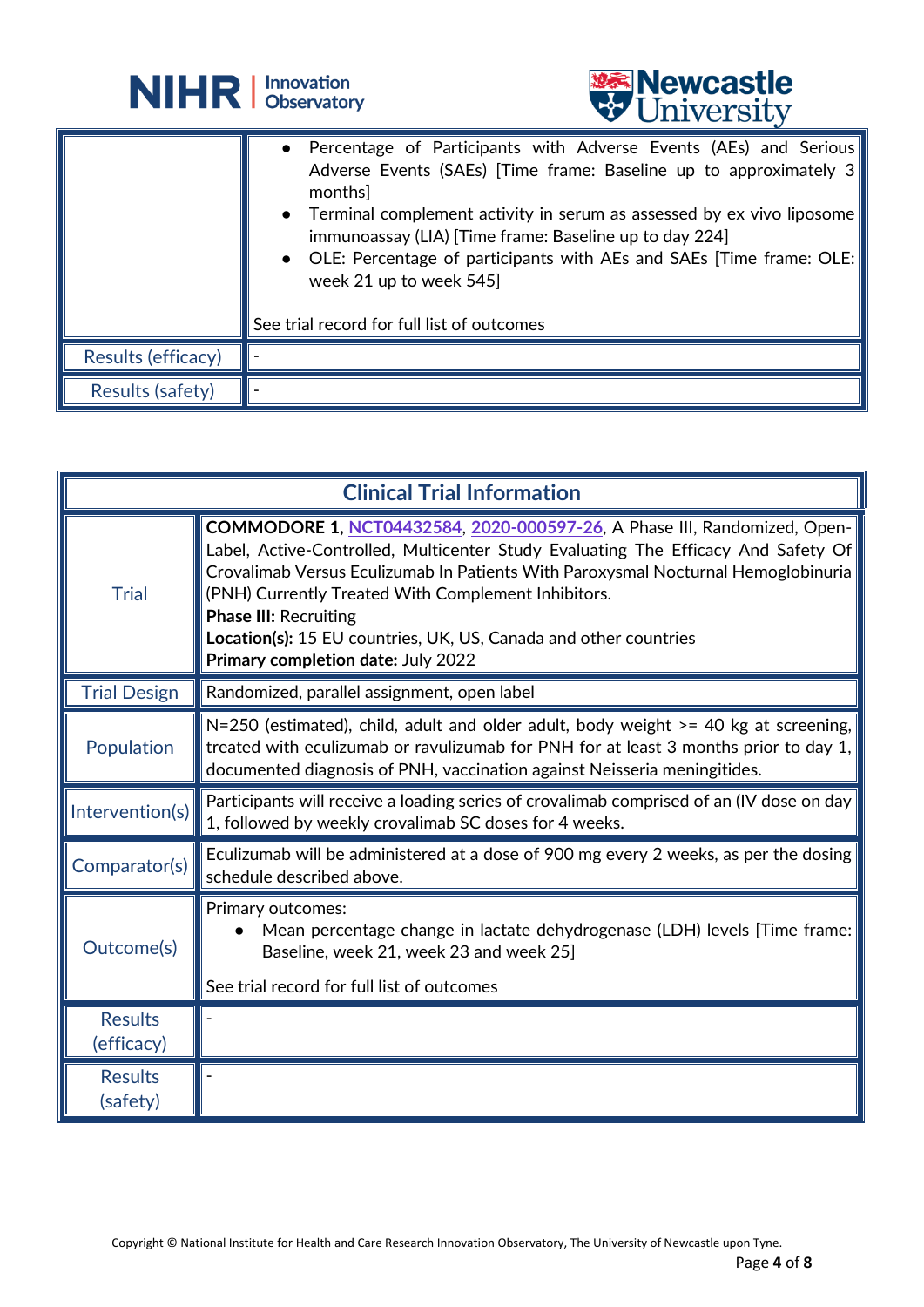| | |
|---|---|
| | • Percentage of Participants with Adverse Events (AEs) and Serious Adverse Events (SAEs) [Time frame: Baseline up to approximately 3 months]<br>• Terminal complement activity in serum as assessed by ex vivo liposome immunoassay (LIA) [Time frame: Baseline up to day 224]<br>• OLE: Percentage of participants with AEs and SAEs [Time frame: OLE: week 21 up to week 545]<br><br>See trial record for full list of outcomes |
| Results (efficacy) | - |
| Results (safety) | - |

| Clinical Trial Information | |
|---|---|
| Trial | **COMMODORE 1,** NCT04432584, 2020-000597-26, A Phase III, Randomized, Open-Label, Active-Controlled, Multicenter Study Evaluating The Efficacy And Safety Of Crovalimab Versus Eculizumab In Patients With Paroxysmal Nocturnal Hemoglobinuria (PNH) Currently Treated With Complement Inhibitors.<br>**Phase III:** Recruiting<br>**Location(s):** 15 EU countries, UK, US, Canada and other countries<br>**Primary completion date:** July 2022 |
| Trial Design | Randomized, parallel assignment, open label |
| Population | N=250 (estimated), child, adult and older adult, body weight >= 40 kg at screening, treated with eculizumab or ravulizumab for PNH for at least 3 months prior to day 1, documented diagnosis of PNH, vaccination against Neisseria meningitides. |
| Intervention(s) | Participants will receive a loading series of crovalimab comprised of an (IV dose on day 1, followed by weekly crovalimab SC doses for 4 weeks. |
| Comparator(s) | Eculizumab will be administered at a dose of 900 mg every 2 weeks, as per the dosing schedule described above. |
| Outcome(s) | Primary outcomes:<br>• Mean percentage change in lactate dehydrogenase (LDH) levels [Time frame: Baseline, week 21, week 23 and week 25]<br><br>See trial record for full list of outcomes |
| Results (efficacy) | - |
| Results (safety) | - |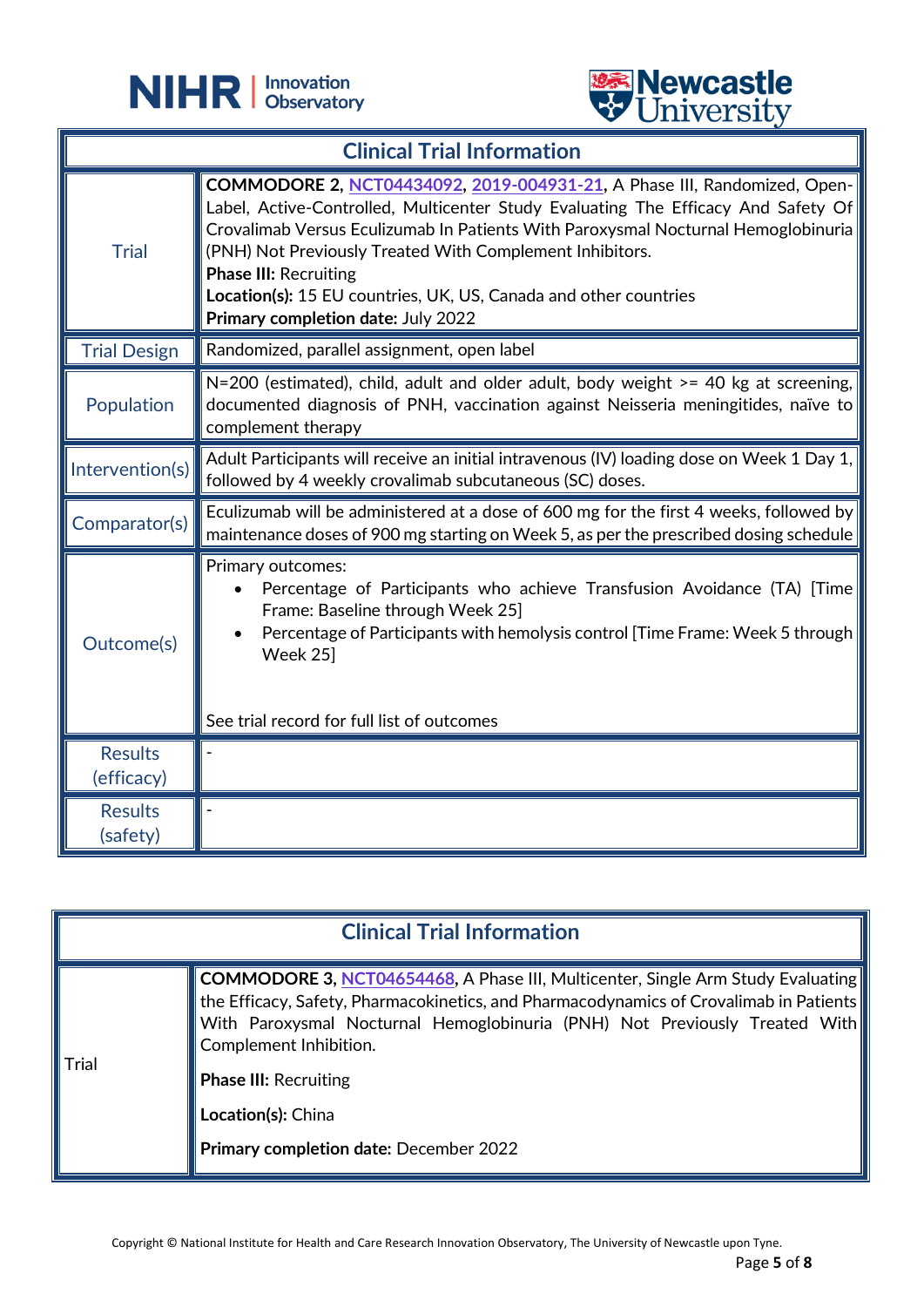| Clinical Trial Information | |
|---|---|
| Trial | **COMMODORE 2**, NCT04434092, 2019-004931-21, A Phase III, Randomized, Open-Label, Active-Controlled, Multicenter Study Evaluating The Efficacy And Safety Of Crovalimab Versus Eculizumab In Patients With Paroxysmal Nocturnal Hemoglobinuria (PNH) Not Previously Treated With Complement Inhibitors.<br>**Phase III:** Recruiting<br>**Location(s):** 15 EU countries, UK, US, Canada and other countries<br>**Primary completion date:** July 2022 |
| Trial Design | Randomized, parallel assignment, open label |
| Population | N=200 (estimated), child, adult and older adult, body weight >= 40 kg at screening, documented diagnosis of PNH, vaccination against Neisseria meningitides, naïve to complement therapy |
| Intervention(s) | Adult Participants will receive an initial intravenous (IV) loading dose on Week 1 Day 1, followed by 4 weekly crovalimab subcutaneous (SC) doses. |
| Comparator(s) | Eculizumab will be administered at a dose of 600 mg for the first 4 weeks, followed by maintenance doses of 900 mg starting on Week 5, as per the prescribed dosing schedule |
| Outcome(s) | Primary outcomes:<br>• Percentage of Participants who achieve Transfusion Avoidance (TA) [Time Frame: Baseline through Week 25]<br>• Percentage of Participants with hemolysis control [Time Frame: Week 5 through Week 25]<br><br>See trial record for full list of outcomes |
| Results (efficacy) | - |
| Results (safety) | - |

| Clinical Trial Information | |
|---|---|
| Trial | **COMMODORE 3**, NCT04654468, A Phase III, Multicenter, Single Arm Study Evaluating the Efficacy, Safety, Pharmacokinetics, and Pharmacodynamics of Crovalimab in Patients With Paroxysmal Nocturnal Hemoglobinuria (PNH) Not Previously Treated With Complement Inhibition.<br>**Phase III:** Recruiting<br>**Location(s):** China<br>**Primary completion date:** December 2022 |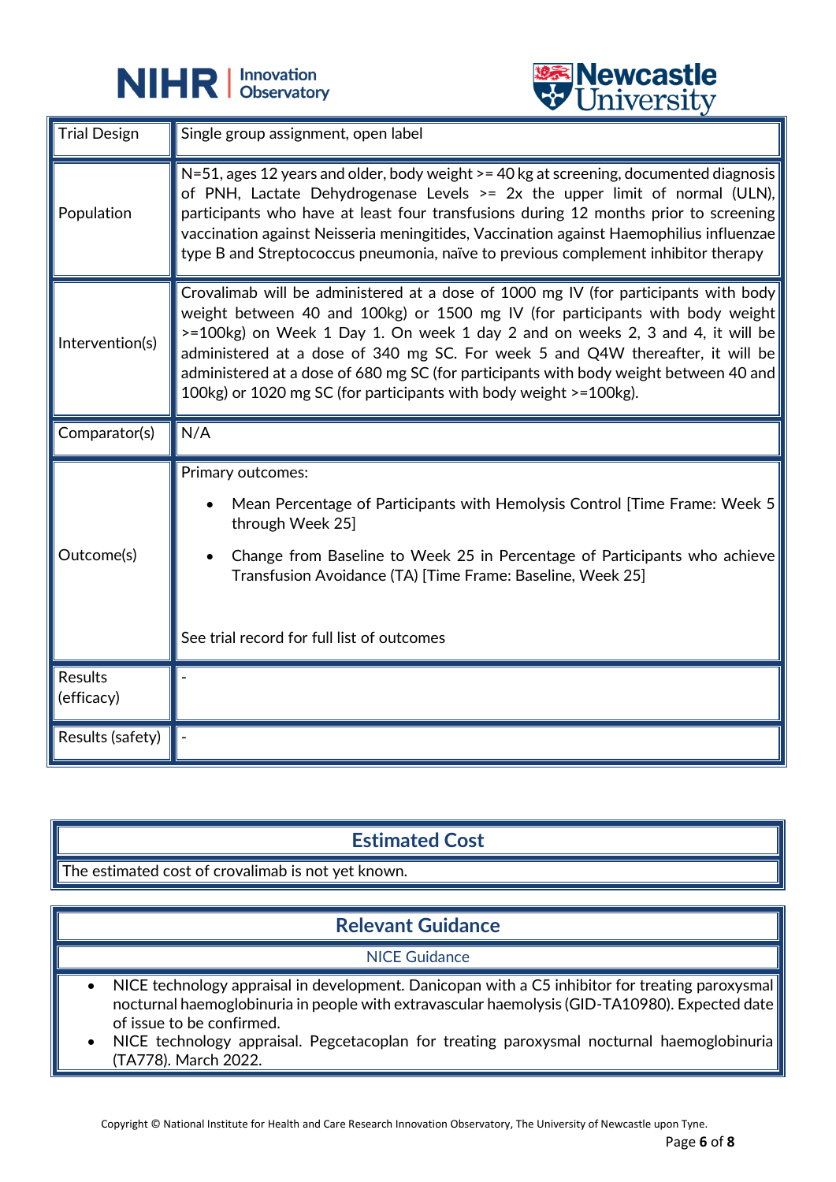| | |
|---|---|
| Trial Design | Single group assignment, open label |
| Population | N=51, ages 12 years and older, body weight >= 40 kg at screening, documented diagnosis of PNH, Lactate Dehydrogenase Levels >= 2x the upper limit of normal (ULN), participants who have at least four transfusions during 12 months prior to screening vaccination against Neisseria meningitides, Vaccination against Haemophilius influenzae type B and Streptococcus pneumonia, naïve to previous complement inhibitor therapy |
| Intervention(s) | Crovalimab will be administered at a dose of 1000 mg IV (for participants with body weight between 40 and 100kg) or 1500 mg IV (for participants with body weight >=100kg) on Week 1 Day 1. On week 1 day 2 and on weeks 2, 3 and 4, it will be administered at a dose of 340 mg SC. For week 5 and Q4W thereafter, it will be administered at a dose of 680 mg SC (for participants with body weight between 40 and 100kg) or 1020 mg SC (for participants with body weight >=100kg). |
| Comparator(s) | N/A |
| Outcome(s) | Primary outcomes:<br>• Mean Percentage of Participants with Hemolysis Control [Time Frame: Week 5 through Week 25]<br>• Change from Baseline to Week 25 in Percentage of Participants who achieve Transfusion Avoidance (TA) [Time Frame: Baseline, Week 25]<br><br>See trial record for full list of outcomes |
| Results (efficacy) | - |
| Results (safety) | - |

## Estimated Cost

The estimated cost of crovalimab is not yet known.

## Relevant Guidance

### NICE Guidance

- NICE technology appraisal in development. Danicopan with a C5 inhibitor for treating paroxysmal nocturnal haemoglobinuria in people with extravascular haemolysis (GID-TA10980). Expected date of issue to be confirmed.
- NICE technology appraisal. Pegcetacoplan for treating paroxysmal nocturnal haemoglobinuria (TA778). March 2022.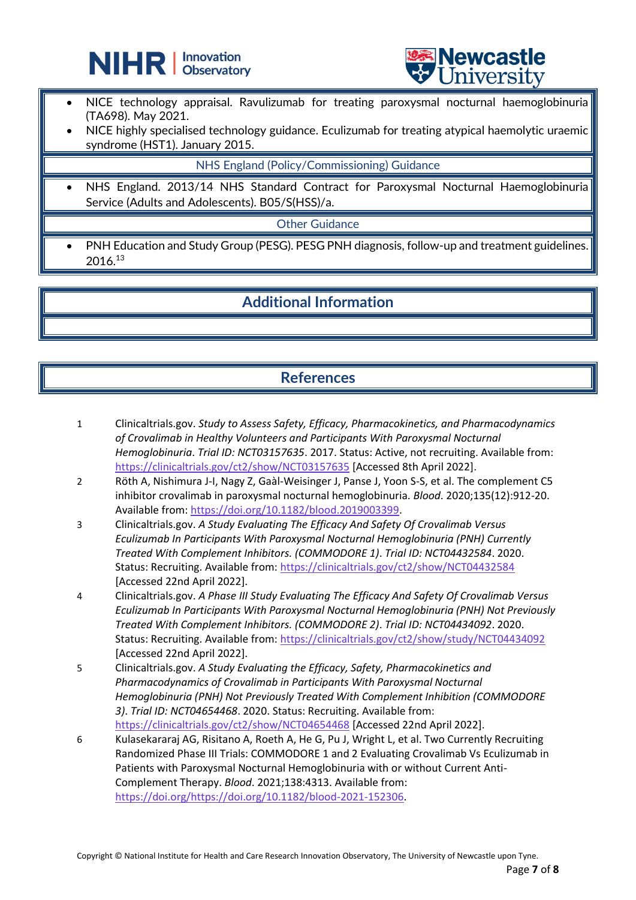- NICE technology appraisal. Ravulizumab for treating paroxysmal nocturnal haemoglobinuria (TA698). May 2021.
- NICE highly specialised technology guidance. Eculizumab for treating atypical haemolytic uraemic syndrome (HST1). January 2015.

### NHS England (Policy/Commissioning) Guidance

- NHS England. 2013/14 NHS Standard Contract for Paroxysmal Nocturnal Haemoglobinuria Service (Adults and Adolescents). B05/S(HSS)/a.

### Other Guidance

- PNH Education and Study Group (PESG). PESG PNH diagnosis, follow-up and treatment guidelines. 2016.[13]

## Additional Information

## References

1. Clinicaltrials.gov. *Study to Assess Safety, Efficacy, Pharmacokinetics, and Pharmacodynamics of Crovalimab in Healthy Volunteers and Participants With Paroxysmal Nocturnal Hemoglobinuria*. *Trial ID: NCT03157635*. 2017. Status: Active, not recruiting. Available from: https://clinicaltrials.gov/ct2/show/NCT03157635 [Accessed 8th April 2022].
2. Röth A, Nishimura J-I, Nagy Z, Gaàl-Weisinger J, Panse J, Yoon S-S, et al. The complement C5 inhibitor crovalimab in paroxysmal nocturnal hemoglobinuria. *Blood*. 2020;135(12):912-20. Available from: https://doi.org/10.1182/blood.2019003399.
3. Clinicaltrials.gov. *A Study Evaluating The Efficacy And Safety Of Crovalimab Versus Eculizumab In Participants With Paroxysmal Nocturnal Hemoglobinuria (PNH) Currently Treated With Complement Inhibitors. (COMMODORE 1)*. *Trial ID: NCT04432584*. 2020. Status: Recruiting. Available from: https://clinicaltrials.gov/ct2/show/NCT04432584 [Accessed 22nd April 2022].
4. Clinicaltrials.gov. *A Phase III Study Evaluating The Efficacy And Safety Of Crovalimab Versus Eculizumab In Participants With Paroxysmal Nocturnal Hemoglobinuria (PNH) Not Previously Treated With Complement Inhibitors. (COMMODORE 2)*. *Trial ID: NCT04434092*. 2020. Status: Recruiting. Available from: https://clinicaltrials.gov/ct2/show/study/NCT04434092 [Accessed 22nd April 2022].
5. Clinicaltrials.gov. *A Study Evaluating the Efficacy, Safety, Pharmacokinetics and Pharmacodynamics of Crovalimab in Participants With Paroxysmal Nocturnal Hemoglobinuria (PNH) Not Previously Treated With Complement Inhibition (COMMODORE 3)*. *Trial ID: NCT04654468*. 2020. Status: Recruiting. Available from: https://clinicaltrials.gov/ct2/show/NCT04654468 [Accessed 22nd April 2022].
6. Kulasekararaj AG, Risitano A, Roeth A, He G, Pu J, Wright L, et al. Two Currently Recruiting Randomized Phase III Trials: COMMODORE 1 and 2 Evaluating Crovalimab Vs Eculizumab in Patients with Paroxysmal Nocturnal Hemoglobinuria with or without Current Anti-Complement Therapy. *Blood*. 2021;138:4313. Available from: https://doi.org/https://doi.org/10.1182/blood-2021-152306.

Copyright © National Institute for Health and Care Research Innovation Observatory, The University of Newcastle upon Tyne.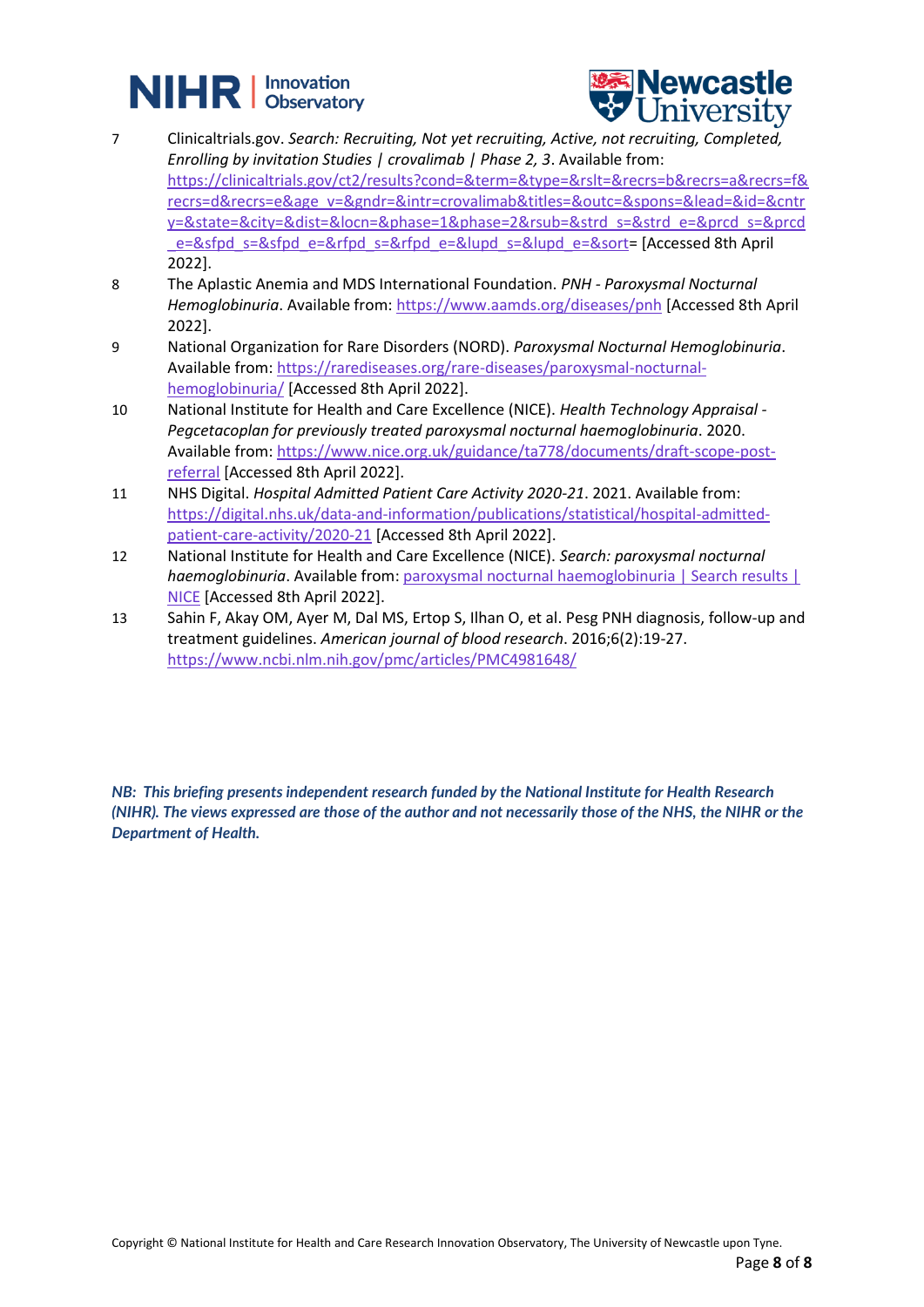7. Clinicaltrials.gov. *Search: Recruiting, Not yet recruiting, Active, not recruiting, Completed, Enrolling by invitation Studies | crovalimab | Phase 2, 3*. Available from: https://clinicaltrials.gov/ct2/results?cond=&term=&type=&rslt=&recrs=b&recrs=a&recrs=f&recrs=d&recrs=e&age_v=&gndr=&intr=crovalimab&titles=&outc=&spons=&lead=&id=&cntry=&state=&city=&dist=&locn=&phase=1&phase=2&rsub=&strd_s=&strd_e=&prcd_s=&prcd_e=&sfpd_s=&sfpd_e=&rfpd_s=&rfpd_e=&lupd_s=&lupd_e=&sort= [Accessed 8th April 2022].
8. The Aplastic Anemia and MDS International Foundation. *PNH - Paroxysmal Nocturnal Hemoglobinuria*. Available from: https://www.aamds.org/diseases/pnh [Accessed 8th April 2022].
9. National Organization for Rare Disorders (NORD). *Paroxysmal Nocturnal Hemoglobinuria*. Available from: https://rarediseases.org/rare-diseases/paroxysmal-nocturnal-hemoglobinuria/ [Accessed 8th April 2022].
10. National Institute for Health and Care Excellence (NICE). *Health Technology Appraisal - Pegcetacoplan for previously treated paroxysmal nocturnal haemoglobinuria*. 2020. Available from: https://www.nice.org.uk/guidance/ta778/documents/draft-scope-post-referral [Accessed 8th April 2022].
11. NHS Digital. *Hospital Admitted Patient Care Activity 2020-21*. 2021. Available from: https://digital.nhs.uk/data-and-information/publications/statistical/hospital-admitted-patient-care-activity/2020-21 [Accessed 8th April 2022].
12. National Institute for Health and Care Excellence (NICE). *Search: paroxysmal nocturnal haemoglobinuria*. Available from: paroxysmal nocturnal haemoglobinuria | Search results | NICE [Accessed 8th April 2022].
13. Sahin F, Akay OM, Ayer M, Dal MS, Ertop S, Ilhan O, et al. Pesg PNH diagnosis, follow-up and treatment guidelines. *American journal of blood research*. 2016;6(2):19-27. https://www.ncbi.nlm.nih.gov/pmc/articles/PMC4981648/

***NB: This briefing presents independent research funded by the National Institute for Health Research (NIHR). The views expressed are those of the author and not necessarily those of the NHS, the NIHR or the Department of Health.***

Copyright © National Institute for Health and Care Research Innovation Observatory, The University of Newcastle upon Tyne.